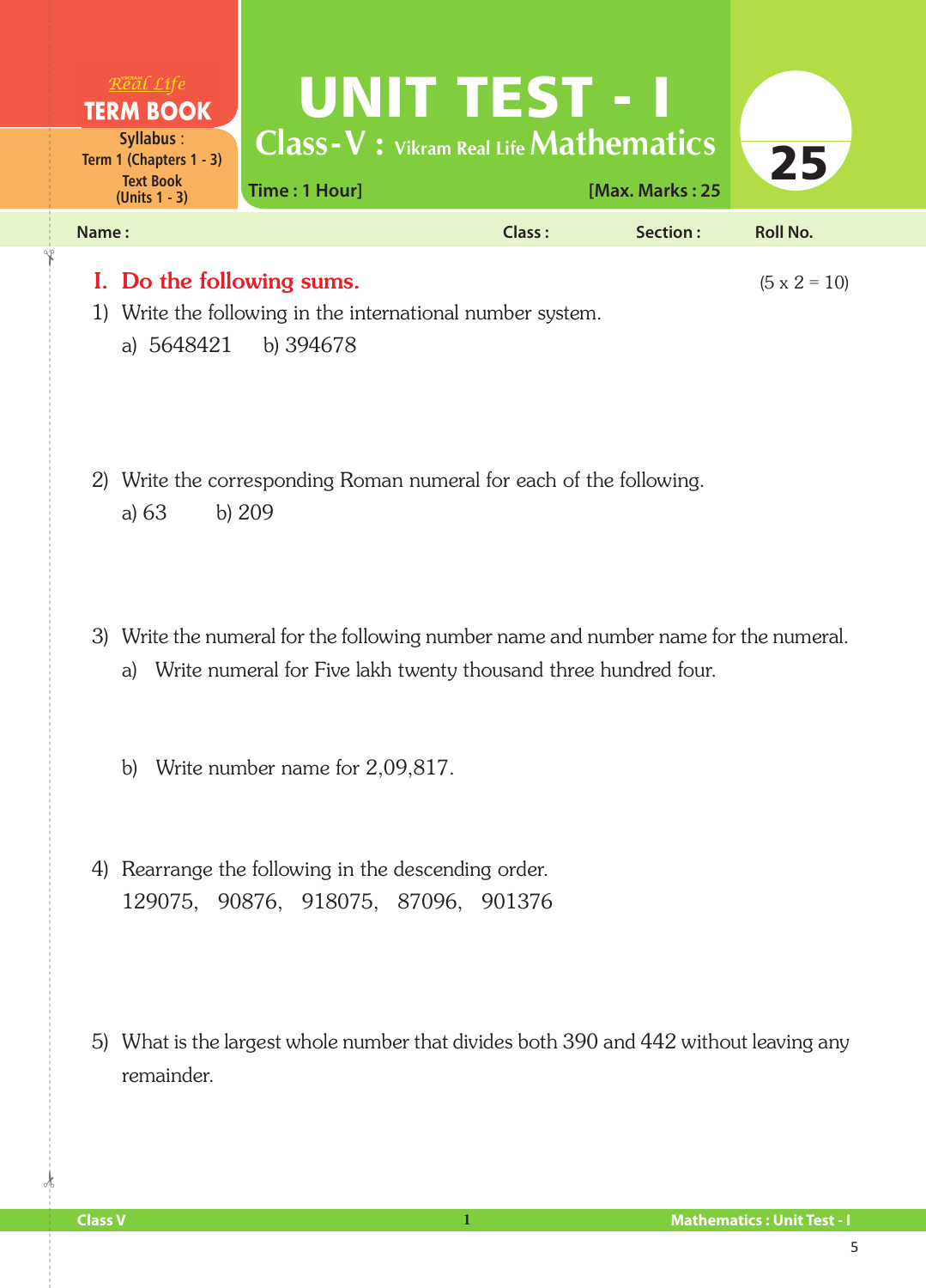Real Life **TERM BOOK**

**Syllabus :**
Term 1 (Chapters 1 - 3)
Text Book
(Units 1 - 3)

# UNIT TEST - I

## Class - V : Vikram Real Life Mathematics

**25**

Time : 1 Hour] [Max. Marks : 25

**Name :** **Class :** **Section :** **Roll No.**

## I. Do the following sums. (5 x 2 = 10)

1) Write the following in the international number system.

   a) 5648421 b) 394678

2) Write the corresponding Roman numeral for each of the following.

   a) 63 b) 209

3) Write the numeral for the following number name and number name for the numeral.

   a) Write numeral for Five lakh twenty thousand three hundred four.

   b) Write number name for 2,09,817.

4) Rearrange the following in the descending order.

   129075, 90876, 918075, 87096, 901376

5) What is the largest whole number that divides both 390 and 442 without leaving any remainder.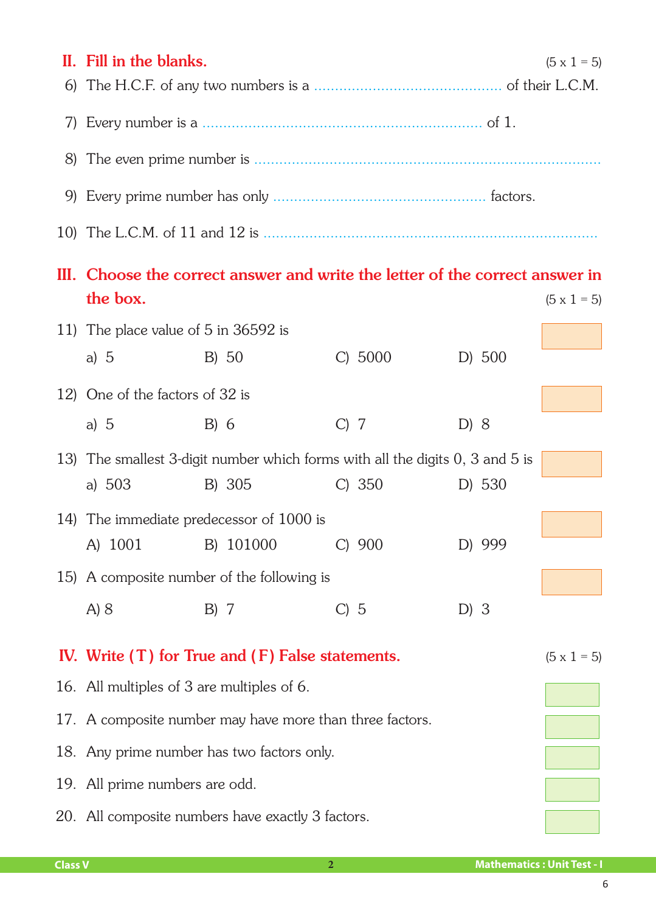## II. Fill in the blanks. (5 x 1 = 5)

6) The H.C.F. of any two numbers is a ............................................ of their L.C.M.

7) Every number is a .................................................................. of 1.

8) The even prime number is ..........................................................................

9) Every prime number has only .................................................. factors.

10) The L.C.M. of 11 and 12 is ..........................................................................

## III. Choose the correct answer and write the letter of the correct answer in the box. (5 x 1 = 5)

11) The place value of 5 in 36592 is

a) 5  B) 50  C) 5000  D) 500

12) One of the factors of 32 is

a) 5  B) 6  C) 7  D) 8

13) The smallest 3-digit number which forms with all the digits 0, 3 and 5 is

a) 503  B) 305  C) 350  D) 530

14) The immediate predecessor of 1000 is

A) 1001  B) 101000  C) 900  D) 999

15) A composite number of the following is

A) 8  B) 7  C) 5  D) 3

## IV. Write ( T ) for True and ( F ) False statements. (5 x 1 = 5)

16. All multiples of 3 are multiples of 6.

17. A composite number may have more than three factors.

18. Any prime number has two factors only.

19. All prime numbers are odd.

20. All composite numbers have exactly 3 factors.